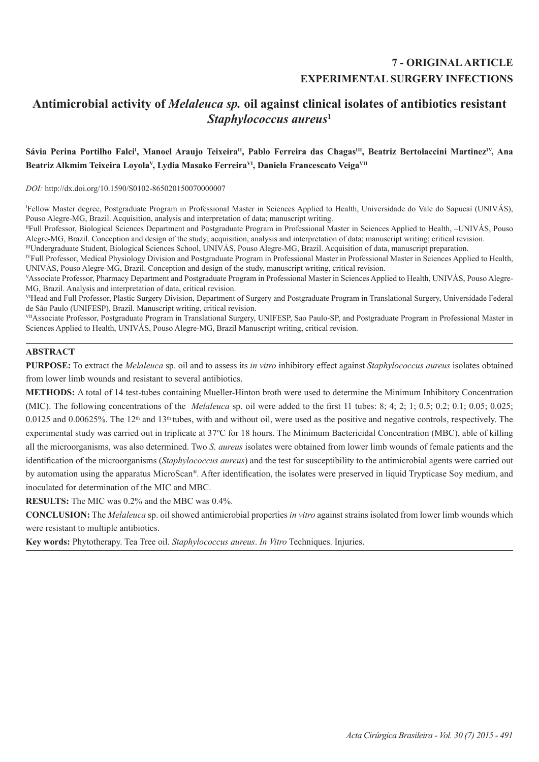**7 - ORIGINAL ARTICLE**
**EXPERIMENTAL SURGERY INFECTIONS**

# Antimicrobial activity of *Melaleuca sp.* oil against clinical isolates of antibiotics resistant *Staphylococcus aureus*[1]

**Sávia Perina Portilho Falci[I], Manoel Araujo Teixeira[II], Pablo Ferreira das Chagas[III], Beatriz Bertolaccini Martinez[IV], Ana Beatriz Alkmim Teixeira Loyola[V], Lydia Masako Ferreira[VI], Daniela Francescato Veiga[VII]**

*DOI:* http://dx.doi.org/10.1590/S0102-865020150070000007

[I]Fellow Master degree, Postgraduate Program in Professional Master in Sciences Applied to Health, Universidade do Vale do Sapucaí (UNIVÁS), Pouso Alegre-MG, Brazil. Acquisition, analysis and interpretation of data; manuscript writing.

[II]Full Professor, Biological Sciences Department and Postgraduate Program in Professional Master in Sciences Applied to Health, –UNIVÁS, Pouso Alegre-MG, Brazil. Conception and design of the study; acquisition, analysis and interpretation of data; manuscript writing; critical revision.

[III]Undergraduate Student, Biological Sciences School, UNIVÁS, Pouso Alegre-MG, Brazil. Acquisition of data, manuscript preparation.

[IV]Full Professor, Medical Physiology Division and Postgraduate Program in Professional Master in Professional Master in Sciences Applied to Health, UNIVÁS, Pouso Alegre-MG, Brazil. Conception and design of the study, manuscript writing, critical revision.

[V]Associate Professor, Pharmacy Department and Postgraduate Program in Professional Master in Sciences Applied to Health, UNIVÁS, Pouso Alegre-MG, Brazil. Analysis and interpretation of data, critical revision.

[VI]Head and Full Professor, Plastic Surgery Division, Department of Surgery and Postgraduate Program in Translational Surgery, Universidade Federal de São Paulo (UNIFESP), Brazil. Manuscript writing, critical revision.

[VII]Associate Professor, Postgraduate Program in Translational Surgery, UNIFESP, Sao Paulo-SP, and Postgraduate Program in Professional Master in Sciences Applied to Health, UNIVÁS, Pouso Alegre-MG, Brazil Manuscript writing, critical revision.

---

## ABSTRACT

**PURPOSE:** To extract the *Melaleuca* sp. oil and to assess its *in vitro* inhibitory effect against *Staphylococcus aureus* isolates obtained from lower limb wounds and resistant to several antibiotics.

**METHODS:** A total of 14 test-tubes containing Mueller-Hinton broth were used to determine the Minimum Inhibitory Concentration (MIC). The following concentrations of the *Melaleuca* sp. oil were added to the first 11 tubes: 8; 4; 2; 1; 0.5; 0.2; 0.1; 0.05; 0.025; 0.0125 and 0.00625%. The 12th and 13th tubes, with and without oil, were used as the positive and negative controls, respectively. The experimental study was carried out in triplicate at 37ºC for 18 hours. The Minimum Bactericidal Concentration (MBC), able of killing all the microorganisms, was also determined. Two *S. aureus* isolates were obtained from lower limb wounds of female patients and the identification of the microorganisms (*Staphylococcus aureus*) and the test for susceptibility to the antimicrobial agents were carried out by automation using the apparatus MicroScan®. After identification, the isolates were preserved in liquid Trypticase Soy medium, and inoculated for determination of the MIC and MBC.

**RESULTS:** The MIC was 0.2% and the MBC was 0.4%.

**CONCLUSION:** The *Melaleuca* sp. oil showed antimicrobial properties *in vitro* against strains isolated from lower limb wounds which were resistant to multiple antibiotics.

**Key words:** Phytotherapy. Tea Tree oil. *Staphylococcus aureus*. *In Vitro* Techniques. Injuries.

---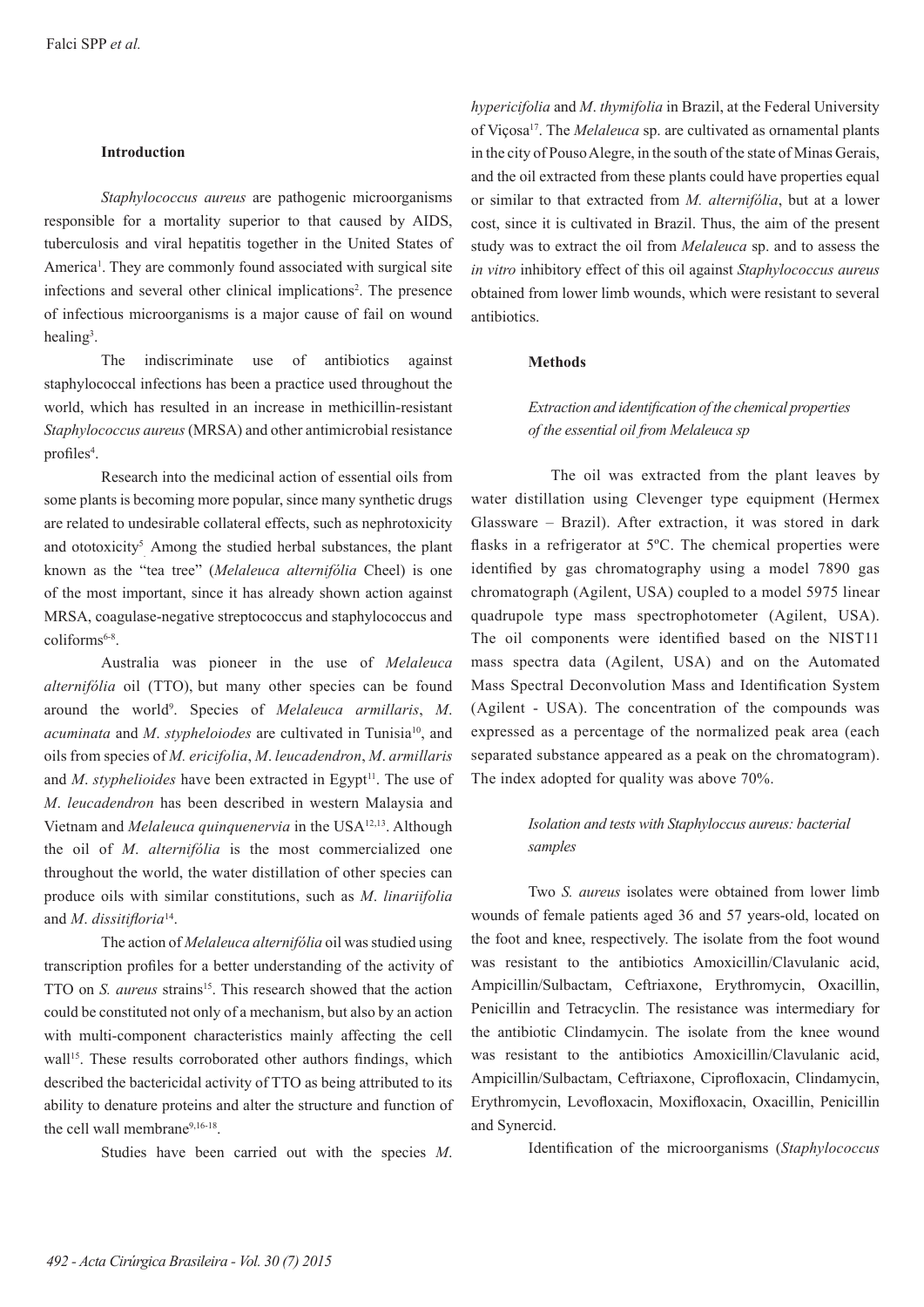## Introduction

*Staphylococcus aureus* are pathogenic microorganisms responsible for a mortality superior to that caused by AIDS, tuberculosis and viral hepatitis together in the United States of America[1]. They are commonly found associated with surgical site infections and several other clinical implications[2]. The presence of infectious microorganisms is a major cause of fail on wound healing[3].

The indiscriminate use of antibiotics against staphylococcal infections has been a practice used throughout the world, which has resulted in an increase in methicillin-resistant *Staphylococcus aureus* (MRSA) and other antimicrobial resistance profiles[4].

Research into the medicinal action of essential oils from some plants is becoming more popular, since many synthetic drugs are related to undesirable collateral effects, such as nephrotoxicity and ototoxicity[5]. Among the studied herbal substances, the plant known as the "tea tree" (*Melaleuca alternifólia* Cheel) is one of the most important, since it has already shown action against MRSA, coagulase-negative streptococcus and staphylococcus and coliforms[6-8].

Australia was pioneer in the use of *Melaleuca alternifólia* oil (TTO), but many other species can be found around the world[9]. Species of *Melaleuca armillaris*, *M. acuminata* and *M. stypheloiodes* are cultivated in Tunisia[10], and oils from species of *M. ericifolia*, *M. leucadendron*, *M. armillaris* and *M. styphelioides* have been extracted in Egypt[11]. The use of *M. leucadendron* has been described in western Malaysia and Vietnam and *Melaleuca quinquenervia* in the USA[12,13]. Although the oil of *M. alternifólia* is the most commercialized one throughout the world, the water distillation of other species can produce oils with similar constitutions, such as *M. linariifolia* and *M. dissitifloria*[14].

The action of *Melaleuca alternifólia* oil was studied using transcription profiles for a better understanding of the activity of TTO on *S. aureus* strains[15]. This research showed that the action could be constituted not only of a mechanism, but also by an action with multi-component characteristics mainly affecting the cell wall[15]. These results corroborated other authors findings, which described the bactericidal activity of TTO as being attributed to its ability to denature proteins and alter the structure and function of the cell wall membrane[9,16-18].

Studies have been carried out with the species *M. hypericifolia* and *M. thymifolia* in Brazil, at the Federal University of Viçosa[17]. The *Melaleuca* sp. are cultivated as ornamental plants in the city of Pouso Alegre, in the south of the state of Minas Gerais, and the oil extracted from these plants could have properties equal or similar to that extracted from *M. alternifólia*, but at a lower cost, since it is cultivated in Brazil. Thus, the aim of the present study was to extract the oil from *Melaleuca* sp. and to assess the *in vitro* inhibitory effect of this oil against *Staphylococcus aureus* obtained from lower limb wounds, which were resistant to several antibiotics.

## Methods

### *Extraction and identification of the chemical properties of the essential oil from Melaleuca sp*

The oil was extracted from the plant leaves by water distillation using Clevenger type equipment (Hermex Glassware – Brazil). After extraction, it was stored in dark flasks in a refrigerator at 5ºC. The chemical properties were identified by gas chromatography using a model 7890 gas chromatograph (Agilent, USA) coupled to a model 5975 linear quadrupole type mass spectrophotometer (Agilent, USA). The oil components were identified based on the NIST11 mass spectra data (Agilent, USA) and on the Automated Mass Spectral Deconvolution Mass and Identification System (Agilent - USA). The concentration of the compounds was expressed as a percentage of the normalized peak area (each separated substance appeared as a peak on the chromatogram). The index adopted for quality was above 70%.

### *Isolation and tests with Staphyloccus aureus: bacterial samples*

Two *S. aureus* isolates were obtained from lower limb wounds of female patients aged 36 and 57 years-old, located on the foot and knee, respectively. The isolate from the foot wound was resistant to the antibiotics Amoxicillin/Clavulanic acid, Ampicillin/Sulbactam, Ceftriaxone, Erythromycin, Oxacillin, Penicillin and Tetracyclin. The resistance was intermediary for the antibiotic Clindamycin. The isolate from the knee wound was resistant to the antibiotics Amoxicillin/Clavulanic acid, Ampicillin/Sulbactam, Ceftriaxone, Ciprofloxacin, Clindamycin, Erythromycin, Levofloxacin, Moxifloxacin, Oxacillin, Penicillin and Synercid.

Identification of the microorganisms (*Staphylococcus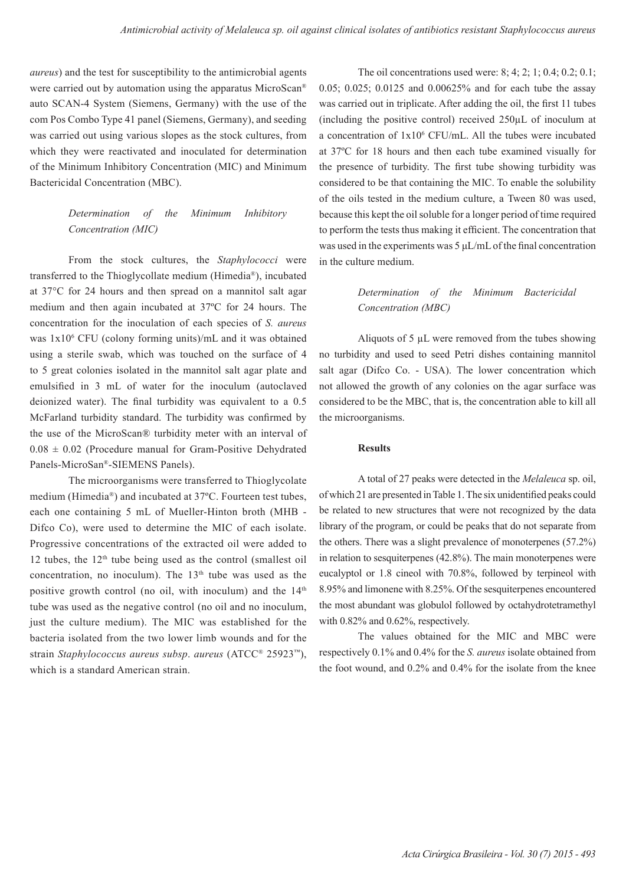*aureus*) and the test for susceptibility to the antimicrobial agents were carried out by automation using the apparatus MicroScan® auto SCAN-4 System (Siemens, Germany) with the use of the com Pos Combo Type 41 panel (Siemens, Germany), and seeding was carried out using various slopes as the stock cultures, from which they were reactivated and inoculated for determination of the Minimum Inhibitory Concentration (MIC) and Minimum Bactericidal Concentration (MBC).

*Determination of the Minimum Inhibitory Concentration (MIC)*

From the stock cultures, the *Staphylococci* were transferred to the Thioglycollate medium (Himedia®), incubated at 37°C for 24 hours and then spread on a mannitol salt agar medium and then again incubated at 37ºC for 24 hours. The concentration for the inoculation of each species of *S. aureus* was $1x10^6$ CFU (colony forming units)/mL and it was obtained using a sterile swab, which was touched on the surface of 4 to 5 great colonies isolated in the mannitol salt agar plate and emulsified in 3 mL of water for the inoculum (autoclaved deionized water). The final turbidity was equivalent to a 0.5 McFarland turbidity standard. The turbidity was confirmed by the use of the MicroScan® turbidity meter with an interval of $0.08 \pm 0.02$ (Procedure manual for Gram-Positive Dehydrated Panels-MicroSan®-SIEMENS Panels).

The microorganisms were transferred to Thioglycolate medium (Himedia®) and incubated at 37ºC. Fourteen test tubes, each one containing 5 mL of Mueller-Hinton broth (MHB - Difco Co), were used to determine the MIC of each isolate. Progressive concentrations of the extracted oil were added to 12 tubes, the 12th tube being used as the control (smallest oil concentration, no inoculum). The 13th tube was used as the positive growth control (no oil, with inoculum) and the 14th tube was used as the negative control (no oil and no inoculum, just the culture medium). The MIC was established for the bacteria isolated from the two lower limb wounds and for the strain *Staphylococcus aureus subsp*. *aureus* (ATCC® 25923™), which is a standard American strain.

The oil concentrations used were: 8; 4; 2; 1; 0.4; 0.2; 0.1; 0.05; 0.025; 0.0125 and 0.00625% and for each tube the assay was carried out in triplicate. After adding the oil, the first 11 tubes (including the positive control) received 250µL of inoculum at a concentration of $1x10^6$ CFU/mL. All the tubes were incubated at 37ºC for 18 hours and then each tube examined visually for the presence of turbidity. The first tube showing turbidity was considered to be that containing the MIC. To enable the solubility of the oils tested in the medium culture, a Tween 80 was used, because this kept the oil soluble for a longer period of time required to perform the tests thus making it efficient. The concentration that was used in the experiments was 5 µL/mL of the final concentration in the culture medium.

*Determination of the Minimum Bactericidal Concentration (MBC)*

Aliquots of 5 µL were removed from the tubes showing no turbidity and used to seed Petri dishes containing mannitol salt agar (Difco Co. - USA). The lower concentration which not allowed the growth of any colonies on the agar surface was considered to be the MBC, that is, the concentration able to kill all the microorganisms.

**Results**

A total of 27 peaks were detected in the *Melaleuca* sp. oil, of which 21 are presented in Table 1. The six unidentified peaks could be related to new structures that were not recognized by the data library of the program, or could be peaks that do not separate from the others. There was a slight prevalence of monoterpenes (57.2%) in relation to sesquiterpenes (42.8%). The main monoterpenes were eucalyptol or 1.8 cineol with 70.8%, followed by terpineol with 8.95% and limonene with 8.25%. Of the sesquiterpenes encountered the most abundant was globulol followed by octahydrotetramethyl with 0.82% and 0.62%, respectively.

The values obtained for the MIC and MBC were respectively 0.1% and 0.4% for the *S. aureus* isolate obtained from the foot wound, and 0.2% and 0.4% for the isolate from the knee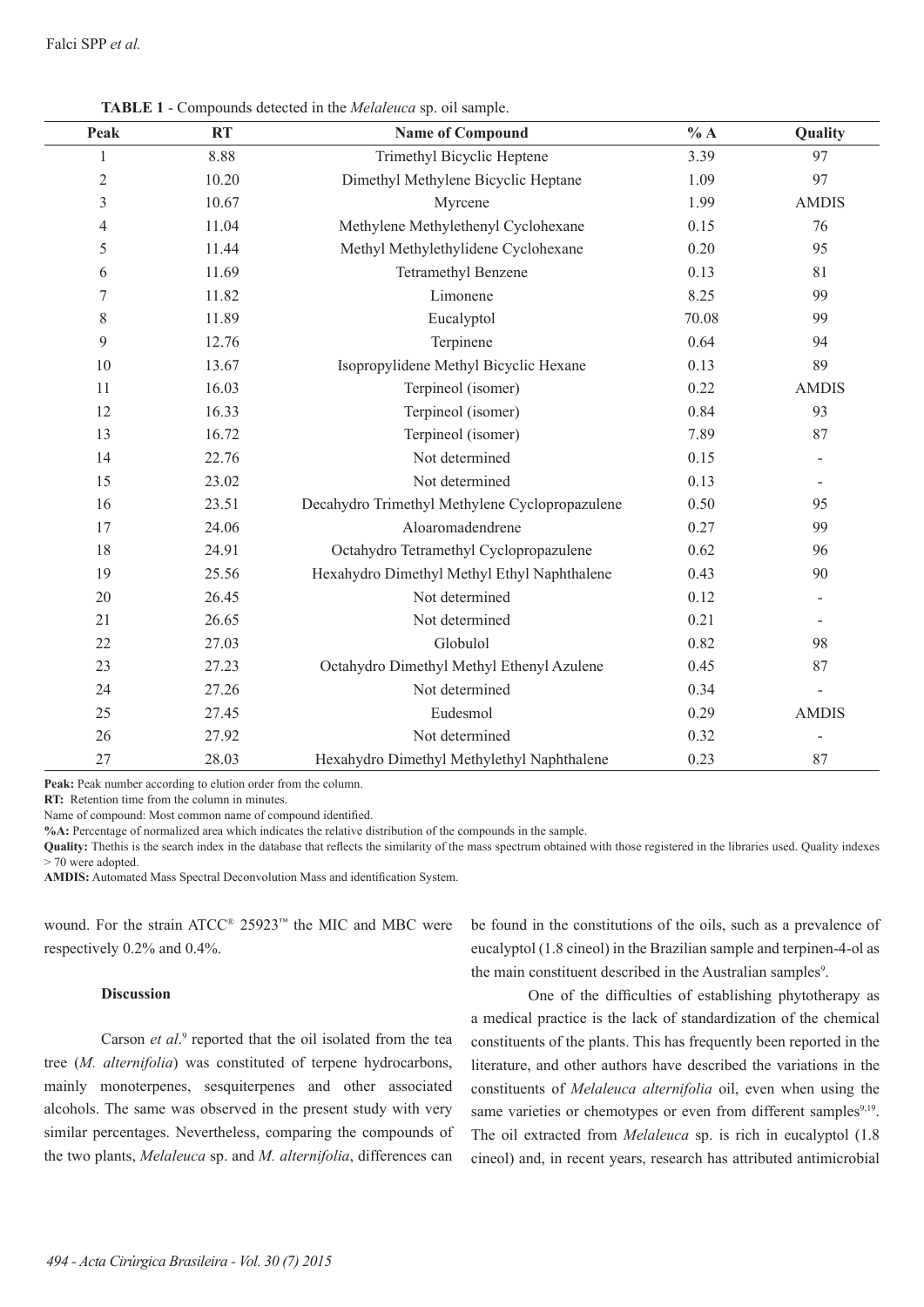**TABLE 1** - Compounds detected in the *Melaleuca* sp. oil sample.

| Peak | RT | Name of Compound | % A | Quality |
|---|---|---|---|---|
| 1 | 8.88 | Trimethyl Bicyclic Heptene | 3.39 | 97 |
| 2 | 10.20 | Dimethyl Methylene Bicyclic Heptane | 1.09 | 97 |
| 3 | 10.67 | Myrcene | 1.99 | AMDIS |
| 4 | 11.04 | Methylene Methylethenyl Cyclohexane | 0.15 | 76 |
| 5 | 11.44 | Methyl Methylethylidene Cyclohexane | 0.20 | 95 |
| 6 | 11.69 | Tetramethyl Benzene | 0.13 | 81 |
| 7 | 11.82 | Limonene | 8.25 | 99 |
| 8 | 11.89 | Eucalyptol | 70.08 | 99 |
| 9 | 12.76 | Terpinene | 0.64 | 94 |
| 10 | 13.67 | Isopropylidene Methyl Bicyclic Hexane | 0.13 | 89 |
| 11 | 16.03 | Terpineol (isomer) | 0.22 | AMDIS |
| 12 | 16.33 | Terpineol (isomer) | 0.84 | 93 |
| 13 | 16.72 | Terpineol (isomer) | 7.89 | 87 |
| 14 | 22.76 | Not determined | 0.15 | - |
| 15 | 23.02 | Not determined | 0.13 | - |
| 16 | 23.51 | Decahydro Trimethyl Methylene Cyclopropazulene | 0.50 | 95 |
| 17 | 24.06 | Aloaromadendrene | 0.27 | 99 |
| 18 | 24.91 | Octahydro Tetramethyl Cyclopropazulene | 0.62 | 96 |
| 19 | 25.56 | Hexahydro Dimethyl Methyl Ethyl Naphthalene | 0.43 | 90 |
| 20 | 26.45 | Not determined | 0.12 | - |
| 21 | 26.65 | Not determined | 0.21 | - |
| 22 | 27.03 | Globulol | 0.82 | 98 |
| 23 | 27.23 | Octahydro Dimethyl Methyl Ethenyl Azulene | 0.45 | 87 |
| 24 | 27.26 | Not determined | 0.34 | - |
| 25 | 27.45 | Eudesmol | 0.29 | AMDIS |
| 26 | 27.92 | Not determined | 0.32 | - |
| 27 | 28.03 | Hexahydro Dimethyl Methylethyl Naphthalene | 0.23 | 87 |

**Peak:** Peak number according to elution order from the column.
**RT:** Retention time from the column in minutes.
Name of compound: Most common name of compound identified.
**%A:** Percentage of normalized area which indicates the relative distribution of the compounds in the sample.
**Quality:** Thethis is the search index in the database that reflects the similarity of the mass spectrum obtained with those registered in the libraries used. Quality indexes > 70 were adopted.
**AMDIS:** Automated Mass Spectral Deconvolution Mass and identification System.

wound. For the strain ATCC® 25923™ the MIC and MBC were respectively 0.2% and 0.4%.

## Discussion

Carson *et al*.[9] reported that the oil isolated from the tea tree (*M. alternifolia*) was constituted of terpene hydrocarbons, mainly monoterpenes, sesquiterpenes and other associated alcohols. The same was observed in the present study with very similar percentages. Nevertheless, comparing the compounds of the two plants, *Melaleuca* sp. and *M. alternifolia*, differences can be found in the constitutions of the oils, such as a prevalence of eucalyptol (1.8 cineol) in the Brazilian sample and terpinen-4-ol as the main constituent described in the Australian samples[9].

One of the difficulties of establishing phytotherapy as a medical practice is the lack of standardization of the chemical constituents of the plants. This has frequently been reported in the literature, and other authors have described the variations in the constituents of *Melaleuca alternifolia* oil, even when using the same varieties or chemotypes or even from different samples[9,19]. The oil extracted from *Melaleuca* sp. is rich in eucalyptol (1.8 cineol) and, in recent years, research has attributed antimicrobial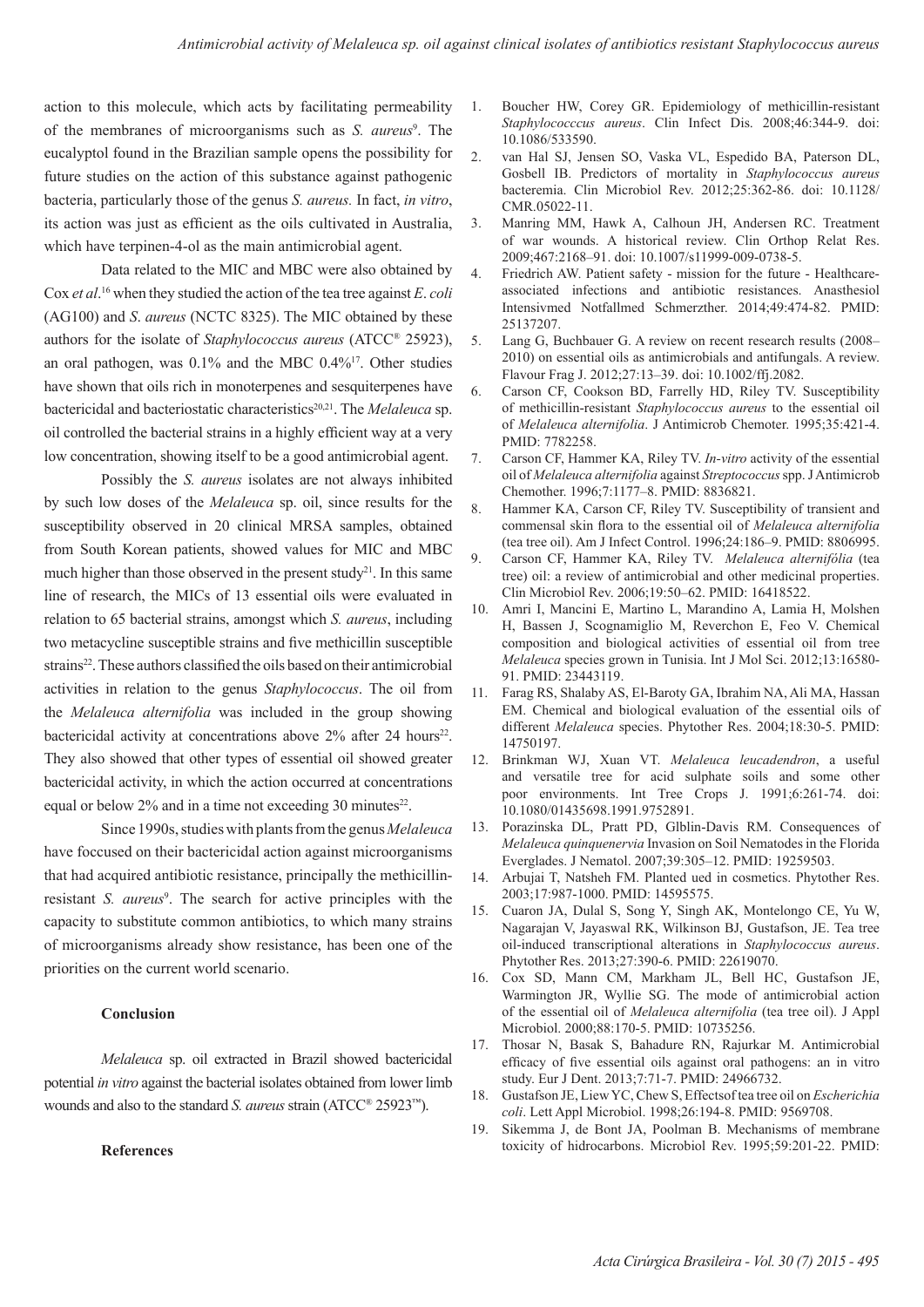action to this molecule, which acts by facilitating permeability of the membranes of microorganisms such as *S. aureus*[9]. The eucalyptol found in the Brazilian sample opens the possibility for future studies on the action of this substance against pathogenic bacteria, particularly those of the genus *S. aureus.* In fact, *in vitro*, its action was just as efficient as the oils cultivated in Australia, which have terpinen-4-ol as the main antimicrobial agent.

Data related to the MIC and MBC were also obtained by Cox *et al*.[16] when they studied the action of the tea tree against *E. coli* (AG100) and *S. aureus* (NCTC 8325). The MIC obtained by these authors for the isolate of *Staphylococcus aureus* (ATCC® 25923), an oral pathogen, was 0.1% and the MBC 0.4%[17]. Other studies have shown that oils rich in monoterpenes and sesquiterpenes have bactericidal and bacteriostatic characteristics[20,21]. The *Melaleuca* sp. oil controlled the bacterial strains in a highly efficient way at a very low concentration, showing itself to be a good antimicrobial agent.

Possibly the *S. aureus* isolates are not always inhibited by such low doses of the *Melaleuca* sp. oil, since results for the susceptibility observed in 20 clinical MRSA samples, obtained from South Korean patients, showed values for MIC and MBC much higher than those observed in the present study[21]. In this same line of research, the MICs of 13 essential oils were evaluated in relation to 65 bacterial strains, amongst which *S. aureus*, including two metacycline susceptible strains and five methicillin susceptible strains[22]. These authors classified the oils based on their antimicrobial activities in relation to the genus *Staphylococcus*. The oil from the *Melaleuca alternifolia* was included in the group showing bactericidal activity at concentrations above 2% after 24 hours[22]. They also showed that other types of essential oil showed greater bactericidal activity, in which the action occurred at concentrations equal or below 2% and in a time not exceeding 30 minutes[22].

Since 1990s, studies with plants from the genus *Melaleuca* have foccused on their bactericidal action against microorganisms that had acquired antibiotic resistance, principally the methicillin-resistant *S. aureus*[9]. The search for active principles with the capacity to substitute common antibiotics, to which many strains of microorganisms already show resistance, has been one of the priorities on the current world scenario.

## Conclusion

*Melaleuca* sp. oil extracted in Brazil showed bactericidal potential *in vitro* against the bacterial isolates obtained from lower limb wounds and also to the standard *S. aureus* strain (ATCC® 25923™).

## References

1. Boucher HW, Corey GR. Epidemiology of methicillin-resistant *Staphylococccus aureus*. Clin Infect Dis. 2008;46:344-9. doi: 10.1086/533590.
2. van Hal SJ, Jensen SO, Vaska VL, Espedido BA, Paterson DL, Gosbell IB. Predictors of mortality in *Staphylococcus aureus* bacteremia. Clin Microbiol Rev. 2012;25:362-86. doi: 10.1128/CMR.05022-11.
3. Manring MM, Hawk A, Calhoun JH, Andersen RC. Treatment of war wounds. A historical review. Clin Orthop Relat Res. 2009;467:2168–91. doi: 10.1007/s11999-009-0738-5.
4. Friedrich AW. Patient safety - mission for the future - Healthcare-associated infections and antibiotic resistances. Anasthesiol Intensivmed Notfallmed Schmerzther. 2014;49:474-82. PMID: 25137207.
5. Lang G, Buchbauer G. A review on recent research results (2008–2010) on essential oils as antimicrobials and antifungals. A review. Flavour Frag J. 2012;27:13–39. doi: 10.1002/ffj.2082.
6. Carson CF, Cookson BD, Farrelly HD, Riley TV. Susceptibility of methicillin-resistant *Staphylococcus aureus* to the essential oil of *Melaleuca alternifolia*. J Antimicrob Chemoter. 1995;35:421-4. PMID: 7782258.
7. Carson CF, Hammer KA, Riley TV. *In-vitro* activity of the essential oil of *Melaleuca alternifolia* against *Streptococcus* spp. J Antimicrob Chemother. 1996;7:1177–8. PMID: 8836821.
8. Hammer KA, Carson CF, Riley TV. Susceptibility of transient and commensal skin flora to the essential oil of *Melaleuca alternifolia* (tea tree oil). Am J Infect Control. 1996;24:186–9. PMID: 8806995.
9. Carson CF, Hammer KA, Riley TV. *Melaleuca alternifólia* (tea tree) oil: a review of antimicrobial and other medicinal properties. Clin Microbiol Rev. 2006;19:50–62. PMID: 16418522.
10. Amri I, Mancini E, Martino L, Marandino A, Lamia H, Molshen H, Bassen J, Scognamiglio M, Reverchon E, Feo V. Chemical composition and biological activities of essential oil from tree *Melaleuca* species grown in Tunisia. Int J Mol Sci. 2012;13:16580-91. PMID: 23443119.
11. Farag RS, Shalaby AS, El-Baroty GA, Ibrahim NA, Ali MA, Hassan EM. Chemical and biological evaluation of the essential oils of different *Melaleuca* species. Phytother Res. 2004;18:30-5. PMID: 14750197.
12. Brinkman WJ, Xuan VT. *Melaleuca leucadendron*, a useful and versatile tree for acid sulphate soils and some other poor environments. Int Tree Crops J. 1991;6:261-74. doi: 10.1080/01435698.1991.9752891.
13. Porazinska DL, Pratt PD, Glblin-Davis RM. Consequences of *Melaleuca quinquenervia* Invasion on Soil Nematodes in the Florida Everglades. J Nematol. 2007;39:305–12. PMID: 19259503.
14. Arbujai T, Natsheh FM. Planted ued in cosmetics. Phytother Res. 2003;17:987-1000. PMID: 14595575.
15. Cuaron JA, Dulal S, Song Y, Singh AK, Montelongo CE, Yu W, Nagarajan V, Jayaswal RK, Wilkinson BJ, Gustafson, JE. Tea tree oil-induced transcriptional alterations in *Staphylococcus aureus*. Phytother Res. 2013;27:390-6. PMID: 22619070.
16. Cox SD, Mann CM, Markham JL, Bell HC, Gustafson JE, Warmington JR, Wyllie SG. The mode of antimicrobial action of the essential oil of *Melaleuca alternifolia* (tea tree oil). J Appl Microbiol. 2000;88:170-5. PMID: 10735256.
17. Thosar N, Basak S, Bahadure RN, Rajurkar M. Antimicrobial efficacy of five essential oils against oral pathogens: an in vitro study. Eur J Dent. 2013;7:71-7. PMID: 24966732.
18. Gustafson JE, Liew YC, Chew S, Effectsof tea tree oil on *Escherichia coli*. Lett Appl Microbiol. 1998;26:194-8. PMID: 9569708.
19. Sikemma J, de Bont JA, Poolman B. Mechanisms of membrane toxicity of hidrocarbons. Microbiol Rev. 1995;59:201-22. PMID: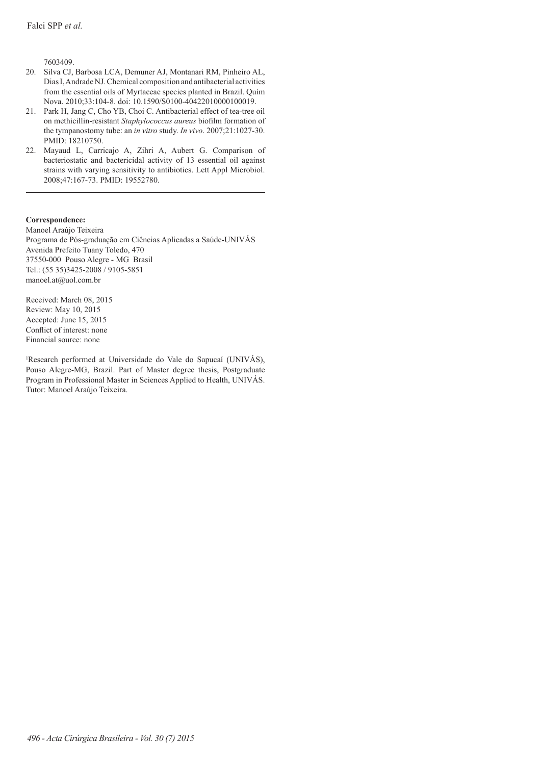7603409.

20. Silva CJ, Barbosa LCA, Demuner AJ, Montanari RM, Pinheiro AL, Dias I, Andrade NJ. Chemical composition and antibacterial activities from the essential oils of Myrtaceae species planted in Brazil. Quím Nova. 2010;33:104-8. doi: 10.1590/S0100-40422010000100019.
21. Park H, Jang C, Cho YB, Choi C. Antibacterial effect of tea-tree oil on methicillin-resistant *Staphylococcus aureus* biofilm formation of the tympanostomy tube: an *in vitro* study. *In vivo*. 2007;21:1027-30. PMID: 18210750.
22. Mayaud L, Carricajo A, Zihri A, Aubert G. Comparison of bacteriostatic and bactericidal activity of 13 essential oil against strains with varying sensitivity to antibiotics. Lett Appl Microbiol. 2008;47:167-73. PMID: 19552780.

---

**Correspondence:**
Manoel Araújo Teixeira
Programa de Pós-graduação em Ciências Aplicadas a Saúde-UNIVÁS
Avenida Prefeito Tuany Toledo, 470
37550-000 Pouso Alegre - MG Brasil
Tel.: (55 35)3425-2008 / 9105-5851
manoel.at@uol.com.br

Received: March 08, 2015
Review: May 10, 2015
Accepted: June 15, 2015
Conflict of interest: none
Financial source: none

[1]Research performed at Universidade do Vale do Sapucaí (UNIVÁS), Pouso Alegre-MG, Brazil. Part of Master degree thesis, Postgraduate Program in Professional Master in Sciences Applied to Health, UNIVÁS. Tutor: Manoel Araújo Teixeira.